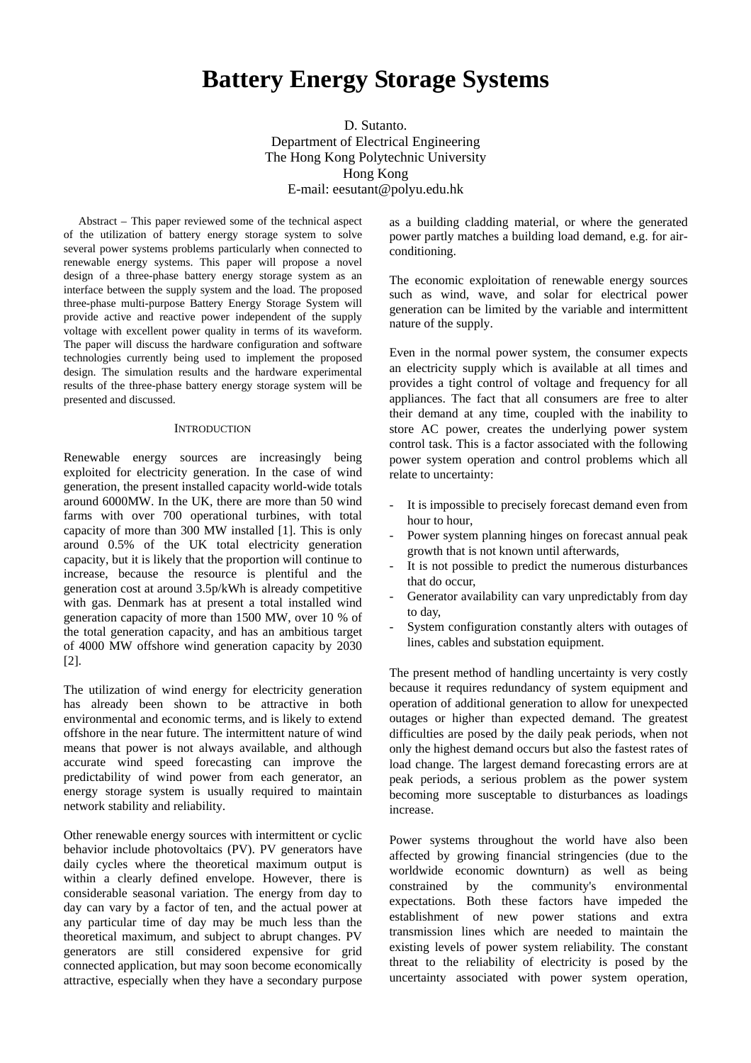# Battery Energy Storage Systems

D. Sutanto.
Department of Electrical Engineering
The Hong Kong Polytechnic University
Hong Kong
E-mail: eesutant@polyu.edu.hk

Abstract – This paper reviewed some of the technical aspect of the utilization of battery energy storage system to solve several power systems problems particularly when connected to renewable energy systems. This paper will propose a novel design of a three-phase battery energy storage system as an interface between the supply system and the load. The proposed three-phase multi-purpose Battery Energy Storage System will provide active and reactive power independent of the supply voltage with excellent power quality in terms of its waveform. The paper will discuss the hardware configuration and software technologies currently being used to implement the proposed design. The simulation results and the hardware experimental results of the three-phase battery energy storage system will be presented and discussed.

## INTRODUCTION

Renewable energy sources are increasingly being exploited for electricity generation. In the case of wind generation, the present installed capacity world-wide totals around 6000MW. In the UK, there are more than 50 wind farms with over 700 operational turbines, with total capacity of more than 300 MW installed [1]. This is only around 0.5% of the UK total electricity generation capacity, but it is likely that the proportion will continue to increase, because the resource is plentiful and the generation cost at around 3.5p/kWh is already competitive with gas. Denmark has at present a total installed wind generation capacity of more than 1500 MW, over 10 % of the total generation capacity, and has an ambitious target of 4000 MW offshore wind generation capacity by 2030 [2].

The utilization of wind energy for electricity generation has already been shown to be attractive in both environmental and economic terms, and is likely to extend offshore in the near future. The intermittent nature of wind means that power is not always available, and although accurate wind speed forecasting can improve the predictability of wind power from each generator, an energy storage system is usually required to maintain network stability and reliability.

Other renewable energy sources with intermittent or cyclic behavior include photovoltaics (PV). PV generators have daily cycles where the theoretical maximum output is within a clearly defined envelope. However, there is considerable seasonal variation. The energy from day to day can vary by a factor of ten, and the actual power at any particular time of day may be much less than the theoretical maximum, and subject to abrupt changes. PV generators are still considered expensive for grid connected application, but may soon become economically attractive, especially when they have a secondary purpose as a building cladding material, or where the generated power partly matches a building load demand, e.g. for air-conditioning.

The economic exploitation of renewable energy sources such as wind, wave, and solar for electrical power generation can be limited by the variable and intermittent nature of the supply.

Even in the normal power system, the consumer expects an electricity supply which is available at all times and provides a tight control of voltage and frequency for all appliances. The fact that all consumers are free to alter their demand at any time, coupled with the inability to store AC power, creates the underlying power system control task. This is a factor associated with the following power system operation and control problems which all relate to uncertainty:

- It is impossible to precisely forecast demand even from hour to hour,
- Power system planning hinges on forecast annual peak growth that is not known until afterwards,
- It is not possible to predict the numerous disturbances that do occur,
- Generator availability can vary unpredictably from day to day,
- System configuration constantly alters with outages of lines, cables and substation equipment.

The present method of handling uncertainty is very costly because it requires redundancy of system equipment and operation of additional generation to allow for unexpected outages or higher than expected demand. The greatest difficulties are posed by the daily peak periods, when not only the highest demand occurs but also the fastest rates of load change. The largest demand forecasting errors are at peak periods, a serious problem as the power system becoming more susceptable to disturbances as loadings increase.

Power systems throughout the world have also been affected by growing financial stringencies (due to the worldwide economic downturn) as well as being constrained by the community's environmental expectations. Both these factors have impeded the establishment of new power stations and extra transmission lines which are needed to maintain the existing levels of power system reliability. The constant threat to the reliability of electricity is posed by the uncertainty associated with power system operation,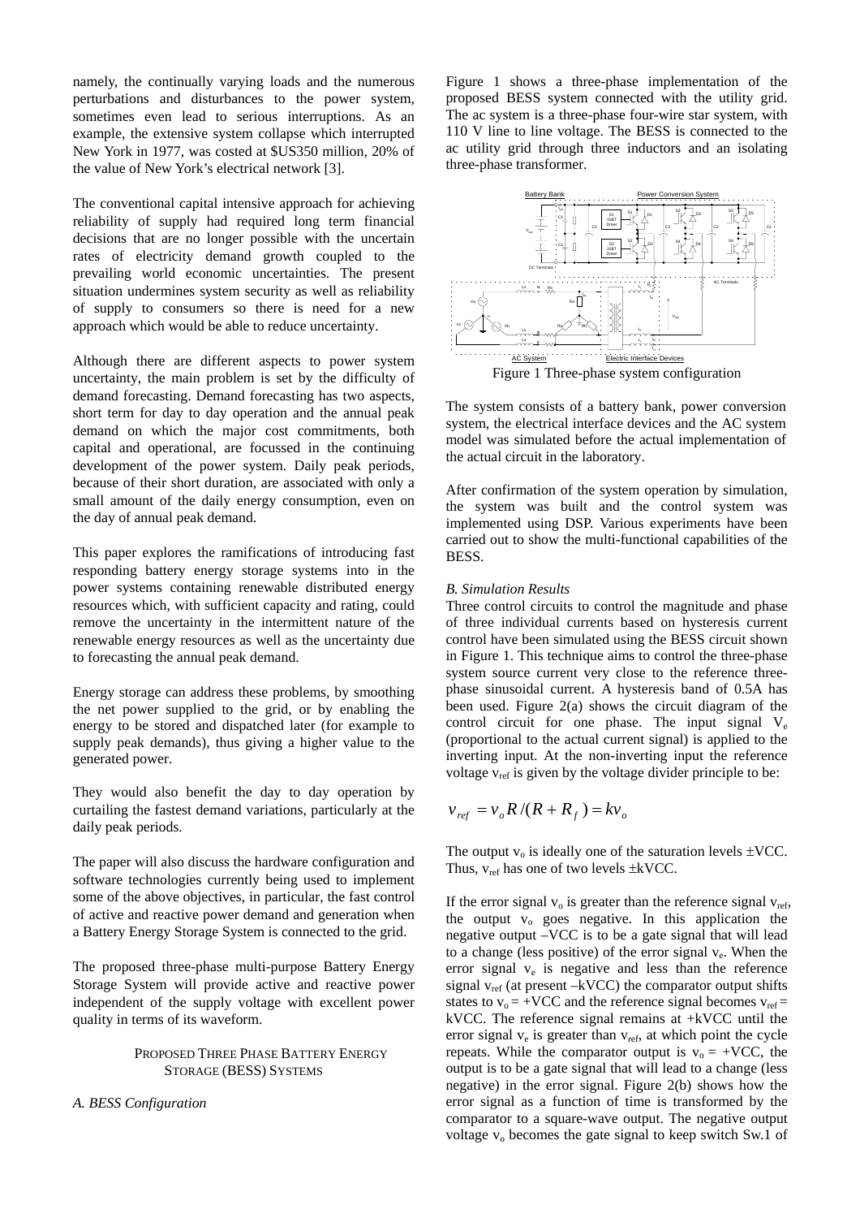namely, the continually varying loads and the numerous perturbations and disturbances to the power system, sometimes even lead to serious interruptions. As an example, the extensive system collapse which interrupted New York in 1977, was costed at $US350 million, 20% of the value of New York's electrical network [3].

The conventional capital intensive approach for achieving reliability of supply had required long term financial decisions that are no longer possible with the uncertain rates of electricity demand growth coupled to the prevailing world economic uncertainties. The present situation undermines system security as well as reliability of supply to consumers so there is need for a new approach which would be able to reduce uncertainty.

Although there are different aspects to power system uncertainty, the main problem is set by the difficulty of demand forecasting. Demand forecasting has two aspects, short term for day to day operation and the annual peak demand on which the major cost commitments, both capital and operational, are focussed in the continuing development of the power system. Daily peak periods, because of their short duration, are associated with only a small amount of the daily energy consumption, even on the day of annual peak demand.

This paper explores the ramifications of introducing fast responding battery energy storage systems into in the power systems containing renewable distributed energy resources which, with sufficient capacity and rating, could remove the uncertainty in the intermittent nature of the renewable energy resources as well as the uncertainty due to forecasting the annual peak demand.

Energy storage can address these problems, by smoothing the net power supplied to the grid, or by enabling the energy to be stored and dispatched later (for example to supply peak demands), thus giving a higher value to the generated power.

They would also benefit the day to day operation by curtailing the fastest demand variations, particularly at the daily peak periods.

The paper will also discuss the hardware configuration and software technologies currently being used to implement some of the above objectives, in particular, the fast control of active and reactive power demand and generation when a Battery Energy Storage System is connected to the grid.

The proposed three-phase multi-purpose Battery Energy Storage System will provide active and reactive power independent of the supply voltage with excellent power quality in terms of its waveform.

## Proposed Three Phase Battery Energy Storage (BESS) Systems

### *A. BESS Configuration*

Figure 1 shows a three-phase implementation of the proposed BESS system connected with the utility grid. The ac system is a three-phase four-wire star system, with 110 V line to line voltage. The BESS is connected to the ac utility grid through three inductors and an isolating three-phase transformer.

Figure 1 Three-phase system configuration

The system consists of a battery bank, power conversion system, the electrical interface devices and the AC system model was simulated before the actual implementation of the actual circuit in the laboratory.

After confirmation of the system operation by simulation, the system was built and the control system was implemented using DSP. Various experiments have been carried out to show the multi-functional capabilities of the BESS.

### *B. Simulation Results*

Three control circuits to control the magnitude and phase of three individual currents based on hysteresis current control have been simulated using the BESS circuit shown in Figure 1. This technique aims to control the three-phase system source current very close to the reference three-phase sinusoidal current. A hysteresis band of 0.5A has been used. Figure 2(a) shows the circuit diagram of the control circuit for one phase. The input signal $V_e$ (proportional to the actual current signal) is applied to the inverting input. At the non-inverting input the reference voltage $v_{ref}$ is given by the voltage divider principle to be:

$$v_{ref} = v_o R/(R + R_f) = kv_o$$

The output $v_o$ is ideally one of the saturation levels ±VCC. Thus, $v_{ref}$ has one of two levels ±kVCC.

If the error signal $v_e$ is greater than the reference signal $v_{ref}$, the output $v_o$ goes negative. In this application the negative output –VCC is to be a gate signal that will lead to a change (less positive) of the error signal $v_e$. When the error signal $v_e$ is negative and less than the reference signal $v_{ref}$ (at present –kVCC) the comparator output shifts states to $v_o$ = +VCC and the reference signal becomes $v_{ref}$ = kVCC. The reference signal remains at +kVCC until the error signal $v_e$ is greater than $v_{ref}$, at which point the cycle repeats. While the comparator output is $v_o$ = +VCC, the output is to be a gate signal that will lead to a change (less negative) in the error signal. Figure 2(b) shows how the error signal as a function of time is transformed by the comparator to a square-wave output. The negative output voltage $v_o$ becomes the gate signal to keep switch Sw.1 of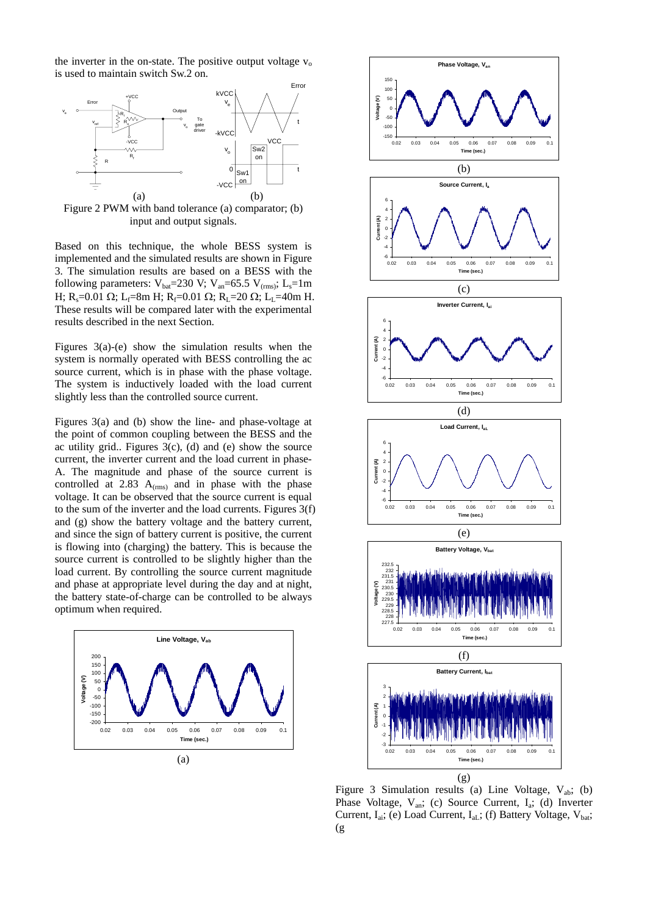the inverter in the on-state. The positive output voltage $v_o$ is used to maintain switch Sw.2 on.

Figure 2 PWM with band tolerance (a) comparator; (b) input and output signals.

Based on this technique, the whole BESS system is implemented and the simulated results are shown in Figure 3. The simulation results are based on a BESS with the following parameters: $V_{bat}$=230 V; $V_{an}$=65.5 $V_{(rms)}$; $L_s$=1m H; $R_s$=0.01 Ω; $L_f$=8m H; $R_f$=0.01 Ω; $R_L$=20 Ω; $L_L$=40m H. These results will be compared later with the experimental results described in the next Section.

Figures 3(a)-(e) show the simulation results when the system is normally operated with BESS controlling the ac source current, which is in phase with the phase voltage. The system is inductively loaded with the load current slightly less than the controlled source current.

Figures 3(a) and (b) show the line- and phase-voltage at the point of common coupling between the BESS and the ac utility grid.. Figures 3(c), (d) and (e) show the source current, the inverter current and the load current in phase-A. The magnitude and phase of the source current is controlled at 2.83 $A_{(rms)}$ and in phase with the phase voltage. It can be observed that the source current is equal to the sum of the inverter and the load currents. Figures 3(f) and (g) show the battery voltage and the battery current, and since the sign of battery current is positive, the current is flowing into (charging) the battery. This is because the source current is controlled to be slightly higher than the load current. By controlling the source current magnitude and phase at appropriate level during the day and at night, the battery state-of-charge can be controlled to be always optimum when required.

Figure 3 Simulation results (a) Line Voltage, $V_{ab}$; (b) Phase Voltage, $V_{an}$; (c) Source Current, $I_a$; (d) Inverter Current, $I_{ai}$; (e) Load Current, $I_{aL}$; (f) Battery Voltage, $V_{bat}$; (g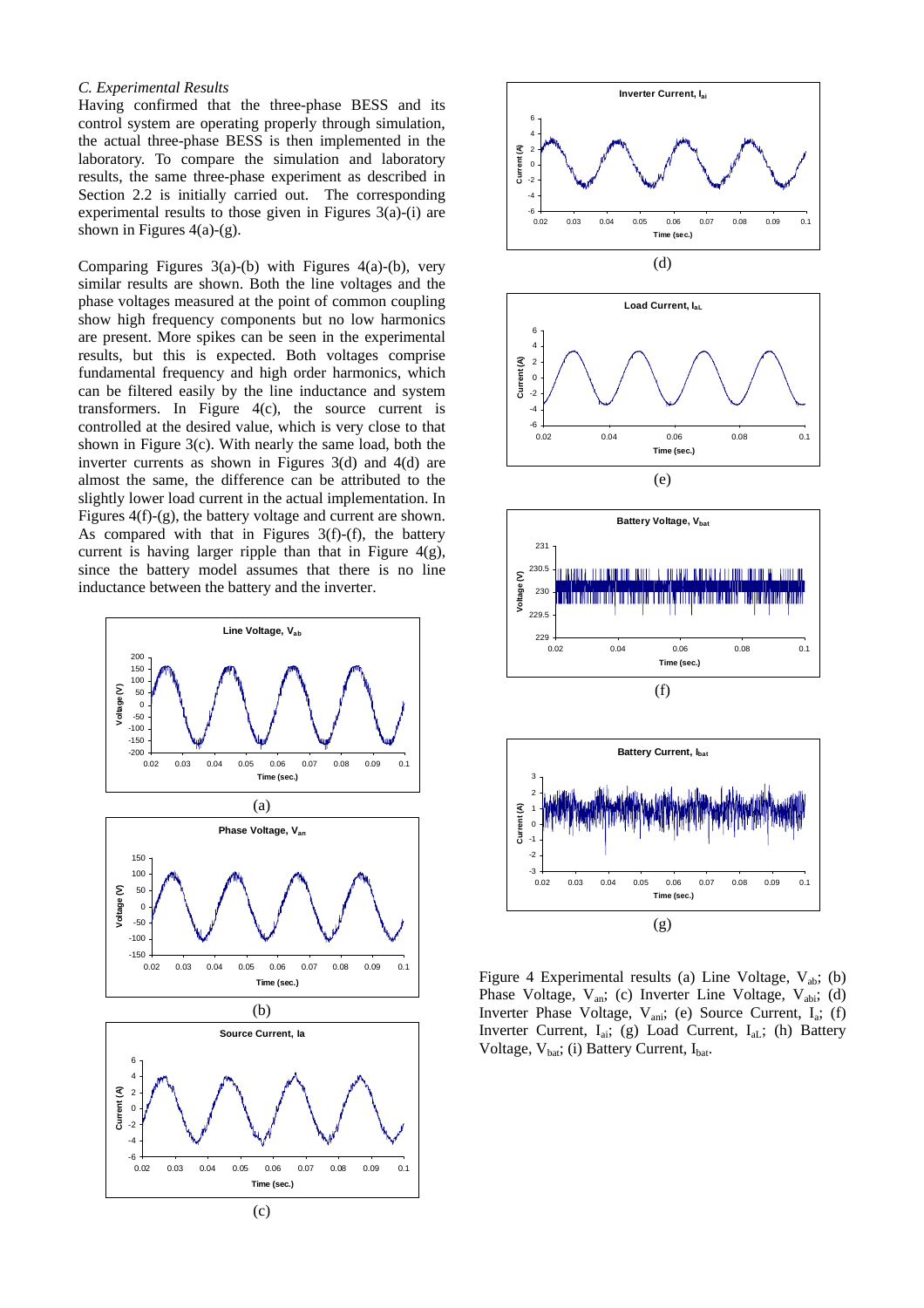*C. Experimental Results*

Having confirmed that the three-phase BESS and its control system are operating properly through simulation, the actual three-phase BESS is then implemented in the laboratory. To compare the simulation and laboratory results, the same three-phase experiment as described in Section 2.2 is initially carried out. The corresponding experimental results to those given in Figures 3(a)-(i) are shown in Figures 4(a)-(g).

Comparing Figures 3(a)-(b) with Figures 4(a)-(b), very similar results are shown. Both the line voltages and the phase voltages measured at the point of common coupling show high frequency components but no low harmonics are present. More spikes can be seen in the experimental results, but this is expected. Both voltages comprise fundamental frequency and high order harmonics, which can be filtered easily by the line inductance and system transformers. In Figure 4(c), the source current is controlled at the desired value, which is very close to that shown in Figure 3(c). With nearly the same load, both the inverter currents as shown in Figures 3(d) and 4(d) are almost the same, the difference can be attributed to the slightly lower load current in the actual implementation. In Figures 4(f)-(g), the battery voltage and current are shown. As compared with that in Figures 3(f)-(f), the battery current is having larger ripple than that in Figure 4(g), since the battery model assumes that there is no line inductance between the battery and the inverter.

Figure 4 Experimental results (a) Line Voltage, $V_{ab}$; (b) Phase Voltage, $V_{an}$; (c) Inverter Line Voltage, $V_{abi}$; (d) Inverter Phase Voltage, $V_{ani}$; (e) Source Current, $I_a$; (f) Inverter Current, $I_{ai}$; (g) Load Current, $I_{aL}$; (h) Battery Voltage, $V_{bat}$; (i) Battery Current, $I_{bat}$.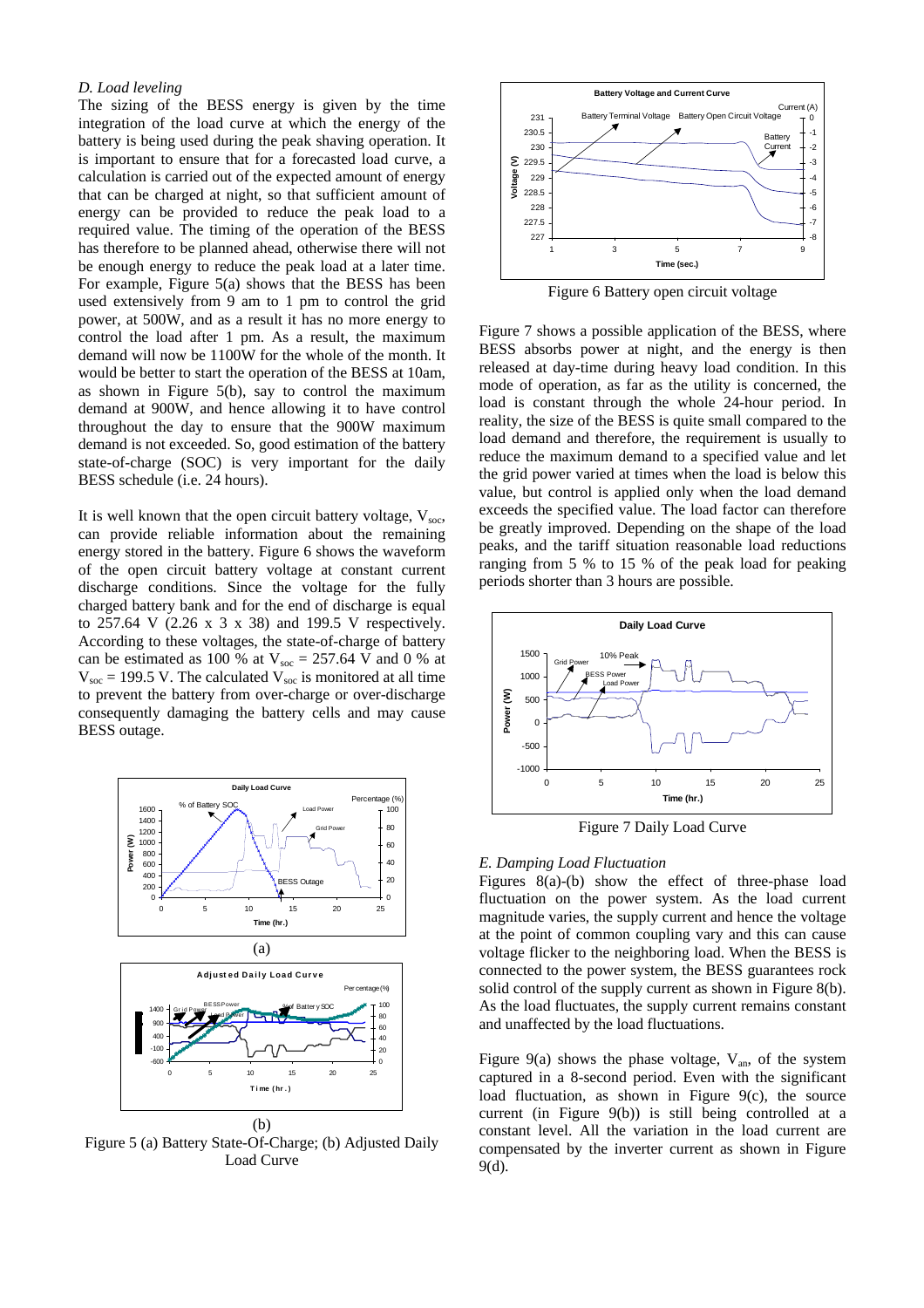*D. Load leveling*

The sizing of the BESS energy is given by the time integration of the load curve at which the energy of the battery is being used during the peak shaving operation. It is important to ensure that for a forecasted load curve, a calculation is carried out of the expected amount of energy that can be charged at night, so that sufficient amount of energy can be provided to reduce the peak load to a required value. The timing of the operation of the BESS has therefore to be planned ahead, otherwise there will not be enough energy to reduce the peak load at a later time. For example, Figure 5(a) shows that the BESS has been used extensively from 9 am to 1 pm to control the grid power, at 500W, and as a result it has no more energy to control the load after 1 pm. As a result, the maximum demand will now be 1100W for the whole of the month. It would be better to start the operation of the BESS at 10am, as shown in Figure 5(b), say to control the maximum demand at 900W, and hence allowing it to have control throughout the day to ensure that the 900W maximum demand is not exceeded. So, good estimation of the battery state-of-charge (SOC) is very important for the daily BESS schedule (i.e. 24 hours).

It is well known that the open circuit battery voltage, $V_{soc}$, can provide reliable information about the remaining energy stored in the battery. Figure 6 shows the waveform of the open circuit battery voltage at constant current discharge conditions. Since the voltage for the fully charged battery bank and for the end of discharge is equal to 257.64 V (2.26 x 3 x 38) and 199.5 V respectively. According to these voltages, the state-of-charge of battery can be estimated as 100 % at $V_{soc}$ = 257.64 V and 0 % at $V_{soc}$ = 199.5 V. The calculated $V_{soc}$ is monitored at all time to prevent the battery from over-charge or over-discharge consequently damaging the battery cells and may cause BESS outage.

(a)

(b)

Figure 5 (a) Battery State-Of-Charge; (b) Adjusted Daily Load Curve

Figure 6 Battery open circuit voltage

Figure 7 shows a possible application of the BESS, where BESS absorbs power at night, and the energy is then released at day-time during heavy load condition. In this mode of operation, as far as the utility is concerned, the load is constant through the whole 24-hour period. In reality, the size of the BESS is quite small compared to the load demand and therefore, the requirement is usually to reduce the maximum demand to a specified value and let the grid power varied at times when the load is below this value, but control is applied only when the load demand exceeds the specified value. The load factor can therefore be greatly improved. Depending on the shape of the load peaks, and the tariff situation reasonable load reductions ranging from 5 % to 15 % of the peak load for peaking periods shorter than 3 hours are possible.

Figure 7 Daily Load Curve

*E. Damping Load Fluctuation*

Figures 8(a)-(b) show the effect of three-phase load fluctuation on the power system. As the load current magnitude varies, the supply current and hence the voltage at the point of common coupling vary and this can cause voltage flicker to the neighboring load. When the BESS is connected to the power system, the BESS guarantees rock solid control of the supply current as shown in Figure 8(b). As the load fluctuates, the supply current remains constant and unaffected by the load fluctuations.

Figure 9(a) shows the phase voltage, $V_{an}$, of the system captured in a 8-second period. Even with the significant load fluctuation, as shown in Figure 9(c), the source current (in Figure 9(b)) is still being controlled at a constant level. All the variation in the load current are compensated by the inverter current as shown in Figure 9(d).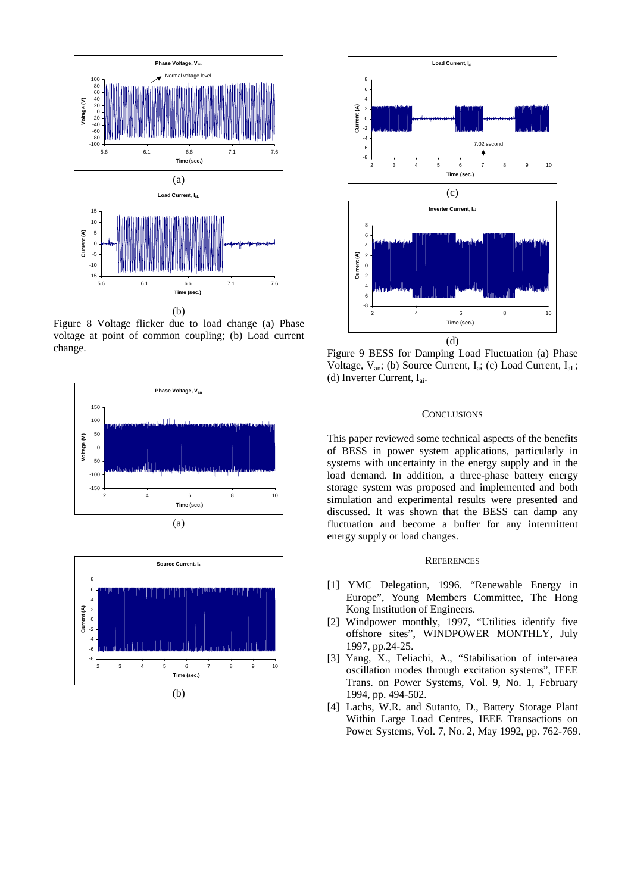Phase Voltage, $V_{an}$

Normal voltage level

Voltage (V)

100
80
60
40
20
0
-20
-40
-60
-80
-100

5.6 6.1 6.6 7.1 7.6

Time (sec.)

(a)

Load Current, $I_{aL}$

Current (A)

15
10
5
0
-5
-10
-15

5.6 6.1 6.6 7.1 7.6

Time (sec.)

(b)

Figure 8 Voltage flicker due to load change (a) Phase voltage at point of common coupling; (b) Load current change.

Phase Voltage, $V_{an}$

Voltage (V)

150
100
50
0
-50
-100
-150

2 4 6 8 10

Time (sec.)

(a)

Source Current. $I_a$

Current (A)

8
6
4
2
0
-2
-4
-6
-8

2 3 4 5 6 7 8 9 10

Time (sec.)

(b)

Load Current, $I_{aL}$

Current (A)

8
6
4
2
0
-2
-4
-6
-8

7.02 second

2 3 4 5 6 7 8 9 10

Time (sec.)

(c)

Inverter Current, $I_{ai}$

Current (A)

8
6
4
2
0
-2
-4
-6
-8

2 4 6 8 10

Time (sec.)

(d)

Figure 9 BESS for Damping Load Fluctuation (a) Phase Voltage, $V_{an}$; (b) Source Current, $I_a$; (c) Load Current, $I_{aL}$; (d) Inverter Current, $I_{ai}$.

## CONCLUSIONS

This paper reviewed some technical aspects of the benefits of BESS in power system applications, particularly in systems with uncertainty in the energy supply and in the load demand. In addition, a three-phase battery energy storage system was proposed and implemented and both simulation and experimental results were presented and discussed. It was shown that the BESS can damp any fluctuation and become a buffer for any intermittent energy supply or load changes.

## REFERENCES

[1] YMC Delegation, 1996. "Renewable Energy in Europe", Young Members Committee, The Hong Kong Institution of Engineers.

[2] Windpower monthly, 1997, "Utilities identify five offshore sites", WINDPOWER MONTHLY, July 1997, pp.24-25.

[3] Yang, X., Feliachi, A., "Stabilisation of inter-area oscillation modes through excitation systems", IEEE Trans. on Power Systems, Vol. 9, No. 1, February 1994, pp. 494-502.

[4] Lachs, W.R. and Sutanto, D., Battery Storage Plant Within Large Load Centres, IEEE Transactions on Power Systems, Vol. 7, No. 2, May 1992, pp. 762-769.